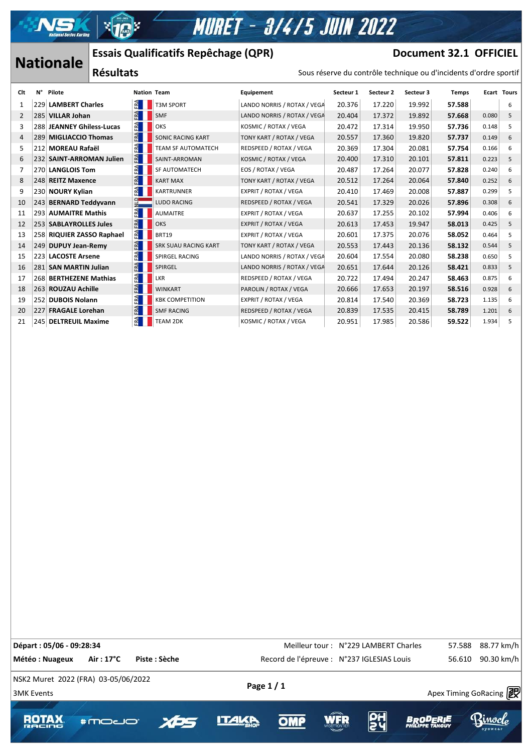# MURET - 3/4/5 JUIN 2022

## Nationale

### Essais Qualificatifs Repêchage (QPR)

**Document 32.1 OFFICIEL**

### Résultats

Sous réserve du contrôle technique ou d'incidents d'ordre sportif

| Clt | N° | Pilote | Nation | Team | Equipement | Secteur 1 | Secteur 2 | Secteur 3 | Temps | Ecart | Tours |
|---|---|---|---|---|---|---|---|---|---|---|---|
| 1 | 229 | **LAMBERT Charles** | FRA | T3M SPORT | LANDO NORRIS / ROTAX / VEGA | 20.376 | 17.220 | 19.992 | **57.588** | | 6 |
| 2 | 285 | **VILLAR Johan** | FRA | SMF | LANDO NORRIS / ROTAX / VEGA | 20.404 | 17.372 | 19.892 | **57.668** | 0.080 | 5 |
| 3 | 288 | **JEANNEY Ghiless-Lucas** | FRA | OKS | KOSMIC / ROTAX / VEGA | 20.472 | 17.314 | 19.950 | **57.736** | 0.148 | 5 |
| 4 | 289 | **MIGLIACCIO Thomas** | FRA | SONIC RACING KART | TONY KART / ROTAX / VEGA | 20.557 | 17.360 | 19.820 | **57.737** | 0.149 | 6 |
| 5 | 212 | **MOREAU Rafaël** | FRA | TEAM SF AUTOMATECH | REDSPEED / ROTAX / VEGA | 20.369 | 17.304 | 20.081 | **57.754** | 0.166 | 6 |
| 6 | 232 | **SAINT-ARROMAN Julien** | FRA | SAINT-ARROMAN | KOSMIC / ROTAX / VEGA | 20.400 | 17.310 | 20.101 | **57.811** | 0.223 | 5 |
| 7 | 270 | **LANGLOIS Tom** | FRA | SF AUTOMATECH | EOS / ROTAX / VEGA | 20.487 | 17.264 | 20.077 | **57.828** | 0.240 | 6 |
| 8 | 248 | **REITZ Maxence** | FRA | KART MAX | TONY KART / ROTAX / VEGA | 20.512 | 17.264 | 20.064 | **57.840** | 0.252 | 6 |
| 9 | 230 | **NOURY Kylian** | FRA | KARTRUNNER | EXPRIT / ROTAX / VEGA | 20.410 | 17.469 | 20.008 | **57.887** | 0.299 | 5 |
| 10 | 243 | **BERNARD Teddyvann** | NLD | LUDO RACING | REDSPEED / ROTAX / VEGA | 20.541 | 17.329 | 20.026 | **57.896** | 0.308 | 6 |
| 11 | 293 | **AUMAITRE Mathis** | FRA | AUMAITRE | EXPRIT / ROTAX / VEGA | 20.637 | 17.255 | 20.102 | **57.994** | 0.406 | 6 |
| 12 | 253 | **SABLAYROLLES Jules** | FRA | OKS | EXPRIT / ROTAX / VEGA | 20.613 | 17.453 | 19.947 | **58.013** | 0.425 | 5 |
| 13 | 258 | **RIQUIER ZASSO Raphael** | FRA | BRT19 | EXPRIT / ROTAX / VEGA | 20.601 | 17.375 | 20.076 | **58.052** | 0.464 | 5 |
| 14 | 249 | **DUPUY Jean-Remy** | FRA | SRK SUAU RACING KART | TONY KART / ROTAX / VEGA | 20.553 | 17.443 | 20.136 | **58.132** | 0.544 | 5 |
| 15 | 223 | **LACOSTE Arsene** | FRA | SPIRGEL RACING | LANDO NORRIS / ROTAX / VEGA | 20.604 | 17.554 | 20.080 | **58.238** | 0.650 | 5 |
| 16 | 281 | **SAN MARTIN Julian** | FRA | SPIRGEL | LANDO NORRIS / ROTAX / VEGA | 20.651 | 17.644 | 20.126 | **58.421** | 0.833 | 5 |
| 17 | 268 | **BERTHEZENE Mathias** | FRA | LKR | REDSPEED / ROTAX / VEGA | 20.722 | 17.494 | 20.247 | **58.463** | 0.875 | 6 |
| 18 | 263 | **ROUZAU Achille** | FRA | WINKART | PAROLIN / ROTAX / VEGA | 20.666 | 17.653 | 20.197 | **58.516** | 0.928 | 6 |
| 19 | 252 | **DUBOIS Nolann** | FRA | KBK COMPETITION | EXPRIT / ROTAX / VEGA | 20.814 | 17.540 | 20.369 | **58.723** | 1.135 | 6 |
| 20 | 227 | **FRAGALE Lorehan** | FRA | SMF RACING | REDSPEED / ROTAX / VEGA | 20.839 | 17.535 | 20.415 | **58.789** | 1.201 | 6 |
| 21 | 245 | **DELTREUIL Maxime** | FRA | TEAM 2DK | KOSMIC / ROTAX / VEGA | 20.951 | 17.985 | 20.586 | **59.522** | 1.934 | 5 |

**Départ : 05/06 - 09:28:34**

**Météo : Nuageux** **Air : 17°C** **Piste : Sèche**

Meilleur tour : N°229 LAMBERT Charles 57.588 88.77 km/h

Record de l'épreuve : N°237 IGLESIAS Louis 56.610 90.30 km/h

NSK2 Muret 2022 (FRA) 03-05/06/2022

3MK Events

Apex Timing GoRacing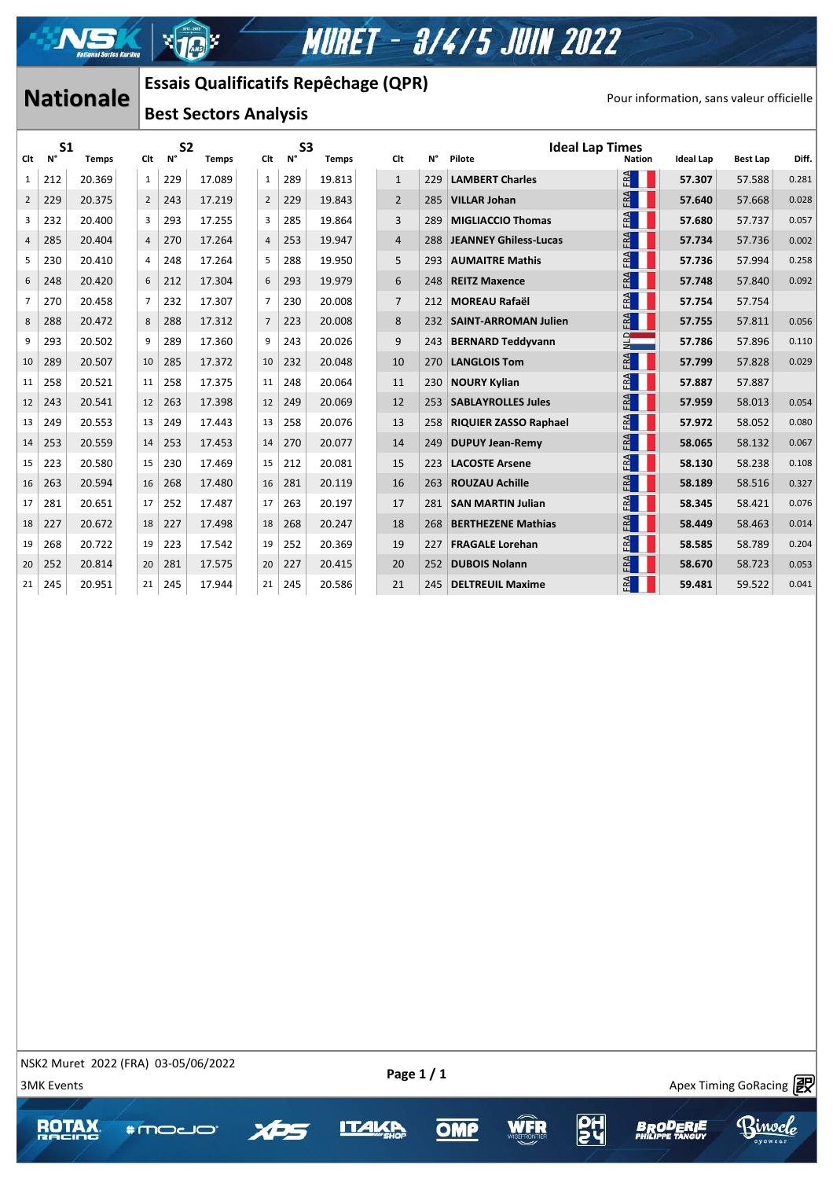# MURET - 3/4/5 JUIN 2022

## Nationale

### Essais Qualificatifs Repêchage (QPR)

### Best Sectors Analysis

Pour information, sans valeur officielle

| S1 | | | S2 | | | S3 | | |
|---|---|---|---|---|---|---|---|---|
| Clt | N° | Temps | Clt | N° | Temps | Clt | N° | Temps |
| 1 | 212 | 20.369 | 1 | 229 | 17.089 | 1 | 289 | 19.813 |
| 2 | 229 | 20.375 | 2 | 243 | 17.219 | 2 | 229 | 19.843 |
| 3 | 232 | 20.400 | 3 | 293 | 17.255 | 3 | 285 | 19.864 |
| 4 | 285 | 20.404 | 4 | 270 | 17.264 | 4 | 253 | 19.947 |
| 5 | 230 | 20.410 | 4 | 248 | 17.264 | 5 | 288 | 19.950 |
| 6 | 248 | 20.420 | 6 | 212 | 17.304 | 6 | 293 | 19.979 |
| 7 | 270 | 20.458 | 7 | 232 | 17.307 | 7 | 230 | 20.008 |
| 8 | 288 | 20.472 | 8 | 288 | 17.312 | 7 | 223 | 20.008 |
| 9 | 293 | 20.502 | 9 | 289 | 17.360 | 9 | 243 | 20.026 |
| 10 | 289 | 20.507 | 10 | 285 | 17.372 | 10 | 232 | 20.048 |
| 11 | 258 | 20.521 | 11 | 258 | 17.375 | 11 | 248 | 20.064 |
| 12 | 243 | 20.541 | 12 | 263 | 17.398 | 12 | 249 | 20.069 |
| 13 | 249 | 20.553 | 13 | 249 | 17.443 | 13 | 258 | 20.076 |
| 14 | 253 | 20.559 | 14 | 253 | 17.453 | 14 | 270 | 20.077 |
| 15 | 223 | 20.580 | 15 | 230 | 17.469 | 15 | 212 | 20.081 |
| 16 | 263 | 20.594 | 16 | 268 | 17.480 | 16 | 281 | 20.119 |
| 17 | 281 | 20.651 | 17 | 252 | 17.487 | 17 | 263 | 20.197 |
| 18 | 227 | 20.672 | 18 | 227 | 17.498 | 18 | 268 | 20.247 |
| 19 | 268 | 20.722 | 19 | 223 | 17.542 | 19 | 252 | 20.369 |
| 20 | 252 | 20.814 | 20 | 281 | 17.575 | 20 | 227 | 20.415 |
| 21 | 245 | 20.951 | 21 | 245 | 17.944 | 21 | 245 | 20.586 |

**Ideal Lap Times**

| Clt | N° | Pilote | Nation | Ideal Lap | Best Lap | Diff. |
|---|---|---|---|---|---|---|
| 1 | 229 | **LAMBERT Charles** | FRA | **57.307** | 57.588 | 0.281 |
| 2 | 285 | **VILLAR Johan** | FRA | **57.640** | 57.668 | 0.028 |
| 3 | 289 | **MIGLIACCIO Thomas** | FRA | **57.680** | 57.737 | 0.057 |
| 4 | 288 | **JEANNEY Ghiless-Lucas** | FRA | **57.734** | 57.736 | 0.002 |
| 5 | 293 | **AUMAITRE Mathis** | FRA | **57.736** | 57.994 | 0.258 |
| 6 | 248 | **REITZ Maxence** | FRA | **57.748** | 57.840 | 0.092 |
| 7 | 212 | **MOREAU Rafaël** | FRA | **57.754** | 57.754 | |
| 8 | 232 | **SAINT-ARROMAN Julien** | FRA | **57.755** | 57.811 | 0.056 |
| 9 | 243 | **BERNARD Teddyvann** | NLD | **57.786** | 57.896 | 0.110 |
| 10 | 270 | **LANGLOIS Tom** | FRA | **57.799** | 57.828 | 0.029 |
| 11 | 230 | **NOURY Kylian** | FRA | **57.887** | 57.887 | |
| 12 | 253 | **SABLAYROLLES Jules** | FRA | **57.959** | 58.013 | 0.054 |
| 13 | 258 | **RIQUIER ZASSO Raphael** | FRA | **57.972** | 58.052 | 0.080 |
| 14 | 249 | **DUPUY Jean-Remy** | FRA | **58.065** | 58.132 | 0.067 |
| 15 | 223 | **LACOSTE Arsene** | FRA | **58.130** | 58.238 | 0.108 |
| 16 | 263 | **ROUZAU Achille** | FRA | **58.189** | 58.516 | 0.327 |
| 17 | 281 | **SAN MARTIN Julian** | FRA | **58.345** | 58.421 | 0.076 |
| 18 | 268 | **BERTHEZENE Mathias** | FRA | **58.449** | 58.463 | 0.014 |
| 19 | 227 | **FRAGALE Lorehan** | FRA | **58.585** | 58.789 | 0.204 |
| 20 | 252 | **DUBOIS Nolann** | FRA | **58.670** | 58.723 | 0.053 |
| 21 | 245 | **DELTREUIL Maxime** | FRA | **59.481** | 59.522 | 0.041 |

NSK2 Muret 2022 (FRA) 03-05/06/2022

3MK Events

Apex Timing GoRacing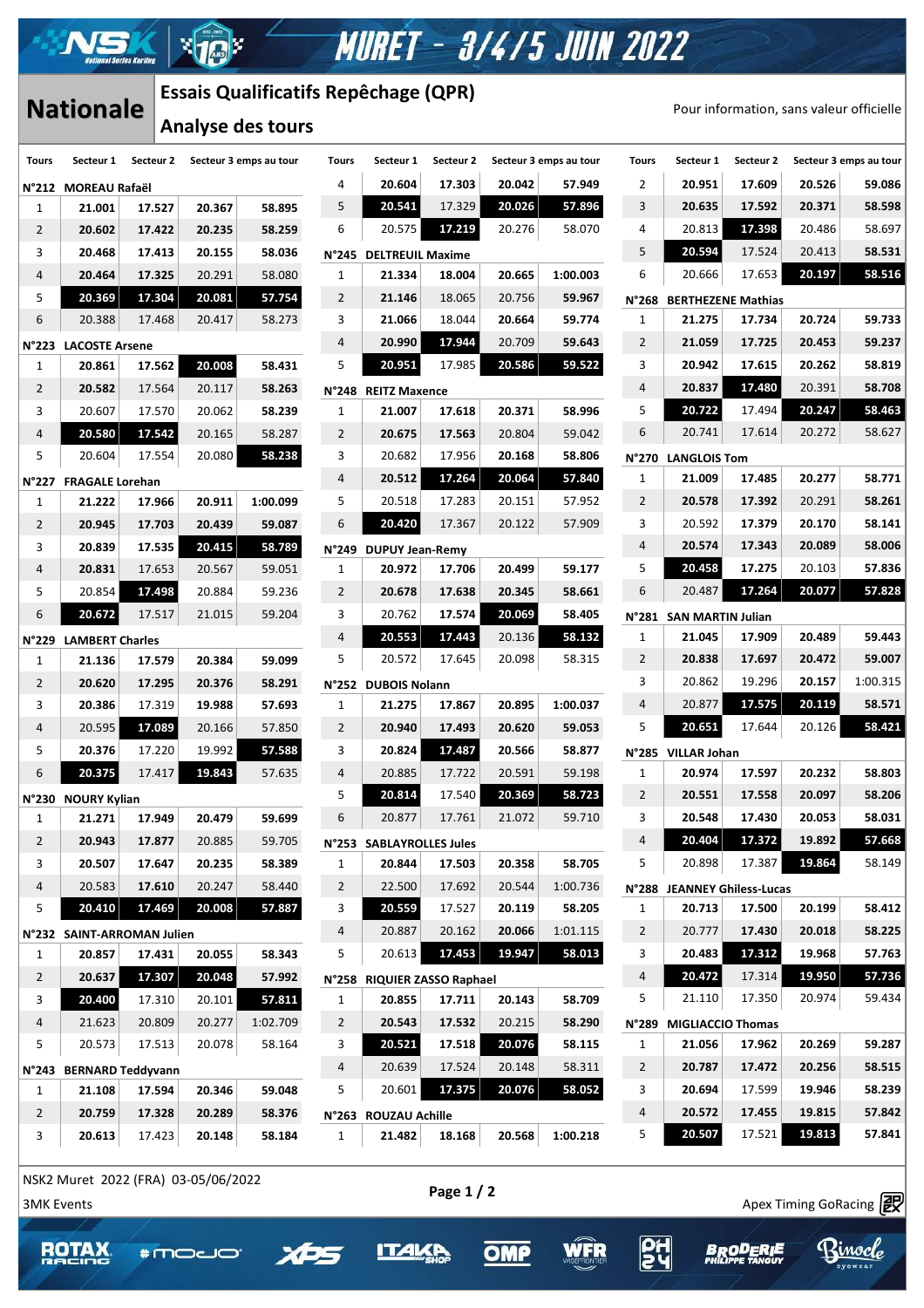# Nationale

## Essais Qualificatifs Repêchage (QPR)

## Analyse des tours

MURET - 3/4/5 JUIN 2022

Pour information, sans valeur officielle

| Tours | Secteur 1 | Secteur 2 | Secteur 3 | Temps au tour |
|---|---|---|---|---|
| **N°212 MOREAU Rafaël** | | | | |
| 1 | 21.001 | 17.527 | 20.367 | 58.895 |
| 2 | 20.602 | 17.422 | 20.235 | 58.259 |
| 3 | 20.468 | 17.413 | 20.155 | 58.036 |
| 4 | 20.464 | 17.325 | 20.291 | 58.080 |
| 5 | 20.369 | 17.304 | 20.081 | 57.754 |
| 6 | 20.388 | 17.468 | 20.417 | 58.273 |
| **N°223 LACOSTE Arsene** | | | | |
| 1 | 20.861 | 17.562 | 20.008 | 58.431 |
| 2 | 20.582 | 17.564 | 20.117 | 58.263 |
| 3 | 20.607 | 17.570 | 20.062 | 58.239 |
| 4 | 20.580 | 17.542 | 20.165 | 58.287 |
| 5 | 20.604 | 17.554 | 20.080 | 58.238 |
| **N°227 FRAGALE Lorehan** | | | | |
| 1 | 21.222 | 17.966 | 20.911 | 1:00.099 |
| 2 | 20.945 | 17.703 | 20.439 | 59.087 |
| 3 | 20.839 | 17.535 | 20.415 | 58.789 |
| 4 | 20.831 | 17.653 | 20.567 | 59.051 |
| 5 | 20.854 | 17.498 | 20.884 | 59.236 |
| 6 | 20.672 | 17.517 | 21.015 | 59.204 |
| **N°229 LAMBERT Charles** | | | | |
| 1 | 21.136 | 17.579 | 20.384 | 59.099 |
| 2 | 20.620 | 17.295 | 20.376 | 58.291 |
| 3 | 20.386 | 17.319 | 19.988 | 57.693 |
| 4 | 20.595 | 17.089 | 20.166 | 57.850 |
| 5 | 20.376 | 17.220 | 19.992 | 57.588 |
| 6 | 20.375 | 17.417 | 19.843 | 57.635 |
| **N°230 NOURY Kylian** | | | | |
| 1 | 21.271 | 17.949 | 20.479 | 59.699 |
| 2 | 20.943 | 17.877 | 20.885 | 59.705 |
| 3 | 20.507 | 17.647 | 20.235 | 58.389 |
| 4 | 20.583 | 17.610 | 20.247 | 58.440 |
| 5 | 20.410 | 17.469 | 20.008 | 57.887 |
| **N°232 SAINT-ARROMAN Julien** | | | | |
| 1 | 20.857 | 17.431 | 20.055 | 58.343 |
| 2 | 20.637 | 17.307 | 20.048 | 57.992 |
| 3 | 20.400 | 17.310 | 20.101 | 57.811 |
| 4 | 21.623 | 20.809 | 20.277 | 1:02.709 |
| 5 | 20.573 | 17.513 | 20.078 | 58.164 |
| **N°243 BERNARD Teddyvann** | | | | |
| 1 | 21.108 | 17.594 | 20.346 | 59.048 |
| 2 | 20.759 | 17.328 | 20.289 | 58.376 |
| 3 | 20.613 | 17.423 | 20.148 | 58.184 |
| 4 | 20.604 | 17.303 | 20.042 | 57.949 |
| 5 | 20.541 | 17.329 | 20.026 | 57.896 |
| 6 | 20.575 | 17.219 | 20.276 | 58.070 |
| **N°245 DELTREUIL Maxime** | | | | |
| 1 | 21.334 | 18.004 | 20.665 | 1:00.003 |
| 2 | 21.146 | 18.065 | 20.756 | 59.967 |
| 3 | 21.066 | 18.044 | 20.664 | 59.774 |
| 4 | 20.990 | 17.944 | 20.709 | 59.643 |
| 5 | 20.951 | 17.985 | 20.586 | 59.522 |
| **N°248 REITZ Maxence** | | | | |
| 1 | 21.007 | 17.618 | 20.371 | 58.996 |
| 2 | 20.675 | 17.563 | 20.804 | 59.042 |
| 3 | 20.682 | 17.956 | 20.168 | 58.806 |
| 4 | 20.512 | 17.264 | 20.064 | 57.840 |
| 5 | 20.518 | 17.283 | 20.151 | 57.952 |
| 6 | 20.420 | 17.367 | 20.122 | 57.909 |
| **N°249 DUPUY Jean-Remy** | | | | |
| 1 | 20.972 | 17.706 | 20.499 | 59.177 |
| 2 | 20.678 | 17.638 | 20.345 | 58.661 |
| 3 | 20.762 | 17.574 | 20.069 | 58.405 |
| 4 | 20.553 | 17.443 | 20.136 | 58.132 |
| 5 | 20.572 | 17.645 | 20.098 | 58.315 |
| **N°252 DUBOIS Nolann** | | | | |
| 1 | 21.275 | 17.867 | 20.895 | 1:00.037 |
| 2 | 20.940 | 17.493 | 20.620 | 59.053 |
| 3 | 20.824 | 17.487 | 20.566 | 58.877 |
| 4 | 20.885 | 17.722 | 20.591 | 59.198 |
| 5 | 20.814 | 17.540 | 20.369 | 58.723 |
| 6 | 20.877 | 17.761 | 21.072 | 59.710 |
| **N°253 SABLAYROLLES Jules** | | | | |
| 1 | 20.844 | 17.503 | 20.358 | 58.705 |
| 2 | 22.500 | 17.692 | 20.544 | 1:00.736 |
| 3 | 20.559 | 17.527 | 20.119 | 58.205 |
| 4 | 20.887 | 20.162 | 20.066 | 1:01.115 |
| 5 | 20.613 | 17.453 | 19.947 | 58.013 |
| **N°258 RIQUIER ZASSO Raphael** | | | | |
| 1 | 20.855 | 17.711 | 20.143 | 58.709 |
| 2 | 20.543 | 17.532 | 20.215 | 58.290 |
| 3 | 20.521 | 17.518 | 20.076 | 58.115 |
| 4 | 20.639 | 17.524 | 20.148 | 58.311 |
| 5 | 20.601 | 17.375 | 20.076 | 58.052 |
| **N°263 ROUZAU Achille** | | | | |
| 1 | 21.482 | 18.168 | 20.568 | 1:00.218 |
| 2 | 20.951 | 17.609 | 20.526 | 59.086 |
| 3 | 20.635 | 17.592 | 20.371 | 58.598 |
| 4 | 20.813 | 17.398 | 20.486 | 58.697 |
| 5 | 20.594 | 17.524 | 20.413 | 58.531 |
| 6 | 20.666 | 17.653 | 20.197 | 58.516 |
| **N°268 BERTHEZENE Mathias** | | | | |
| 1 | 21.275 | 17.734 | 20.724 | 59.733 |
| 2 | 21.059 | 17.725 | 20.453 | 59.237 |
| 3 | 20.942 | 17.615 | 20.262 | 58.819 |
| 4 | 20.837 | 17.480 | 20.391 | 58.708 |
| 5 | 20.722 | 17.494 | 20.247 | 58.463 |
| 6 | 20.741 | 17.614 | 20.272 | 58.627 |
| **N°270 LANGLOIS Tom** | | | | |
| 1 | 21.009 | 17.485 | 20.277 | 58.771 |
| 2 | 20.578 | 17.392 | 20.291 | 58.261 |
| 3 | 20.592 | 17.379 | 20.170 | 58.141 |
| 4 | 20.574 | 17.343 | 20.089 | 58.006 |
| 5 | 20.458 | 17.275 | 20.103 | 57.836 |
| 6 | 20.487 | 17.264 | 20.077 | 57.828 |
| **N°281 SAN MARTIN Julian** | | | | |
| 1 | 21.045 | 17.909 | 20.489 | 59.443 |
| 2 | 20.838 | 17.697 | 20.472 | 59.007 |
| 3 | 20.862 | 19.296 | 20.157 | 1:00.315 |
| 4 | 20.877 | 17.575 | 20.119 | 58.571 |
| 5 | 20.651 | 17.644 | 20.126 | 58.421 |
| **N°285 VILLAR Johan** | | | | |
| 1 | 20.974 | 17.597 | 20.232 | 58.803 |
| 2 | 20.551 | 17.558 | 20.097 | 58.206 |
| 3 | 20.548 | 17.430 | 20.053 | 58.031 |
| 4 | 20.404 | 17.372 | 19.892 | 57.668 |
| 5 | 20.898 | 17.387 | 19.864 | 58.149 |
| **N°288 JEANNEY Ghiless-Lucas** | | | | |
| 1 | 20.713 | 17.500 | 20.199 | 58.412 |
| 2 | 20.777 | 17.430 | 20.018 | 58.225 |
| 3 | 20.483 | 17.312 | 19.968 | 57.763 |
| 4 | 20.472 | 17.314 | 19.950 | 57.736 |
| 5 | 21.110 | 17.350 | 20.974 | 59.434 |
| **N°289 MIGLIACCIO Thomas** | | | | |
| 1 | 21.056 | 17.962 | 20.269 | 59.287 |
| 2 | 20.787 | 17.472 | 20.256 | 58.515 |
| 3 | 20.694 | 17.599 | 19.946 | 58.239 |
| 4 | 20.572 | 17.455 | 19.815 | 57.842 |
| 5 | 20.507 | 17.521 | 19.813 | 57.841 |

NSK2 Muret 2022 (FRA) 03-05/06/2022

3MK Events

Apex Timing GoRacing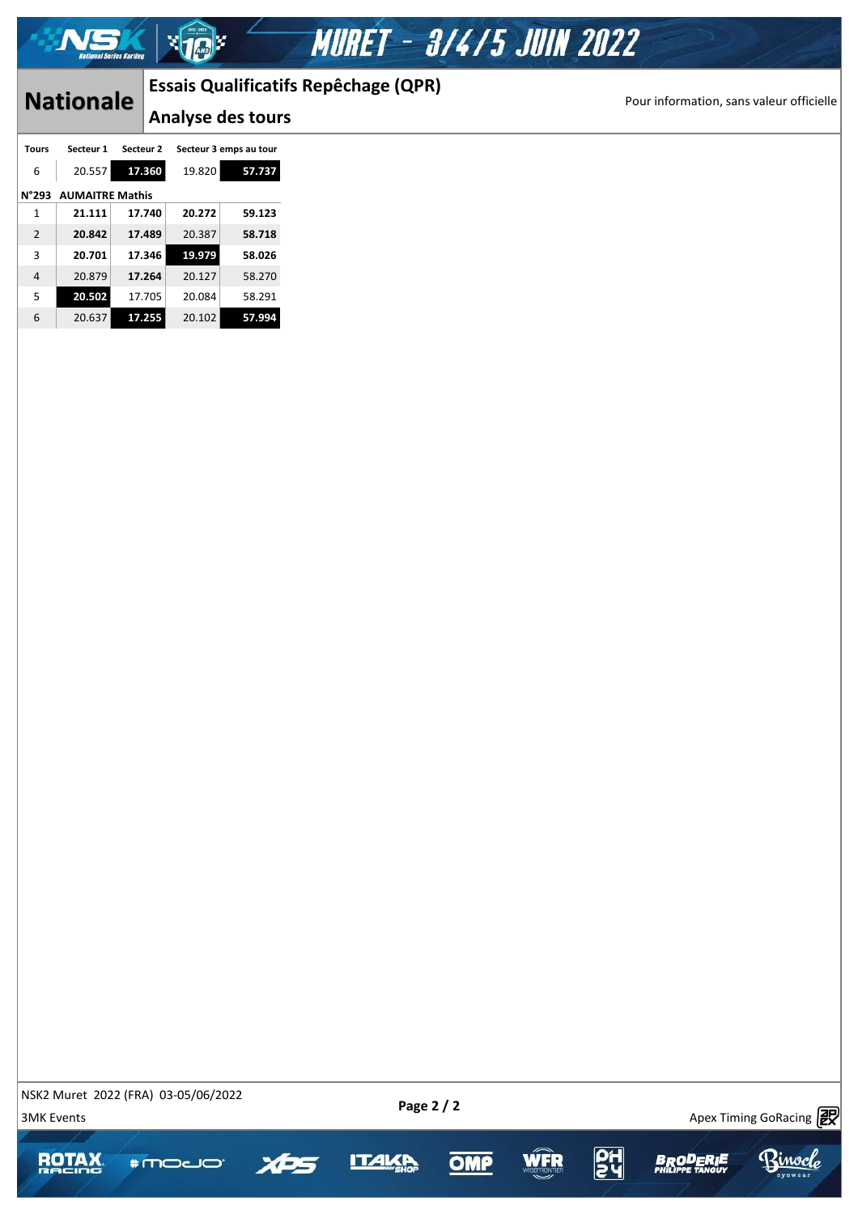## Nationale

### Essais Qualificatifs Repêchage (QPR)

### Analyse des tours

Pour information, sans valeur officielle

| Tours | Secteur 1 | Secteur 2 | Secteur 3 | emps au tour |
|---|---|---|---|---|
| 6 | 20.557 | **17.360** | 19.820 | **57.737** |
| **N°293** | **AUMAITRE Mathis** | | | |
| 1 | **21.111** | **17.740** | **20.272** | **59.123** |
| 2 | **20.842** | **17.489** | 20.387 | **58.718** |
| 3 | **20.701** | **17.346** | **19.979** | **58.026** |
| 4 | 20.879 | **17.264** | 20.127 | 58.270 |
| 5 | **20.502** | 17.705 | 20.084 | 58.291 |
| 6 | 20.637 | **17.255** | 20.102 | **57.994** |

NSK2 Muret 2022 (FRA) 03-05/06/2022

3MK Events

Apex Timing GoRacing